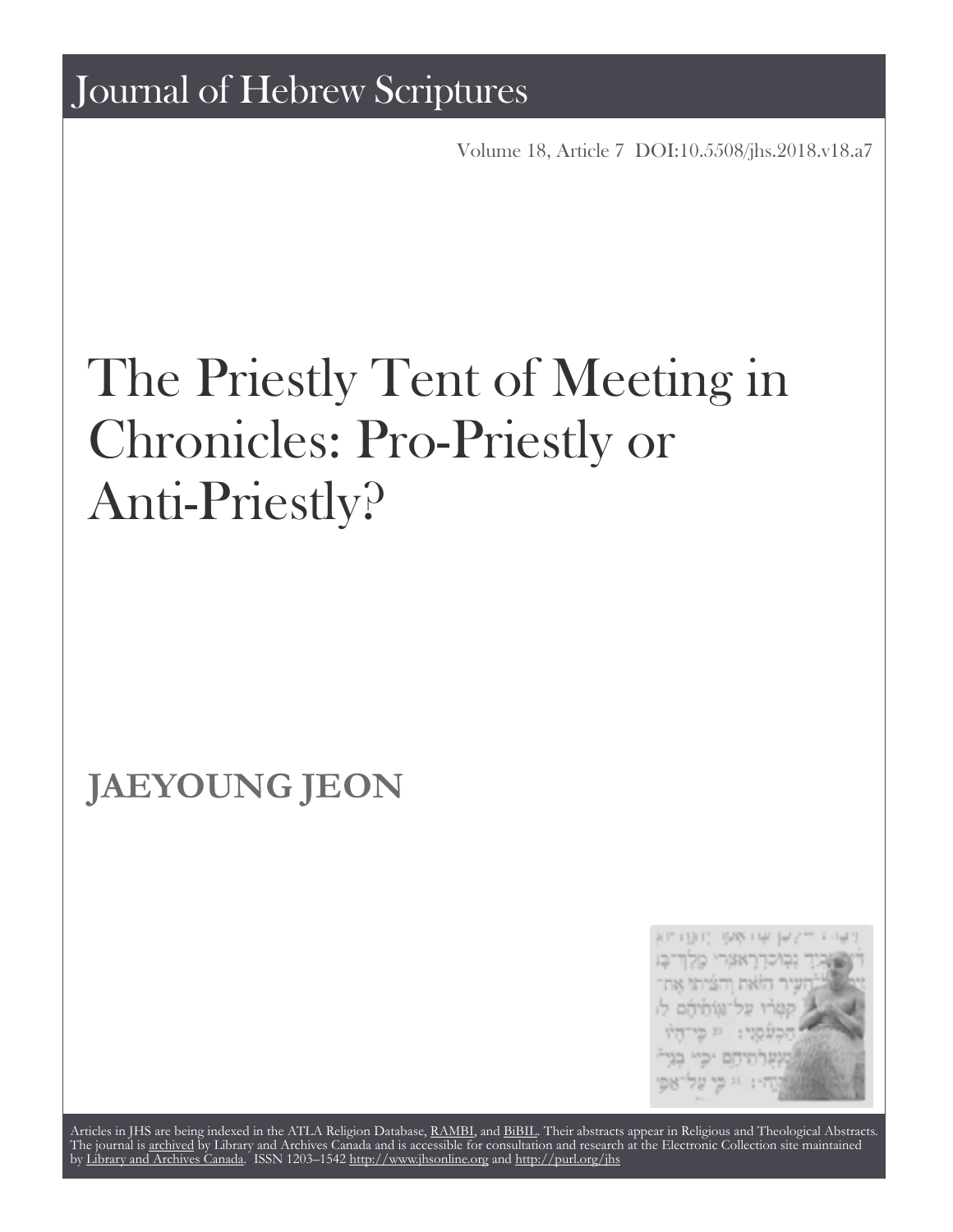# Journal of Hebrew Scriptures

Volume 18, Article 7 DOI:10.5508/jhs.2018.v18.a7

# The Priestly Tent of Meeting in Chronicles: Pro-Priestly or Anti-Priestly?

## JAEYOUNG JEON

Articles in JHS are being indexed in the ATLA Religion Database, RAMBI, and BiBIL. Their abstracts appear in Religious and Theological Abstracts. The journal is archived by Library and Archives Canada and is accessible for consultation and research at the Electronic Collection site maintained by Library and Archives Canada. ISSN 1203–1542 http://www.jhsonline.org and http://purl.org/jhs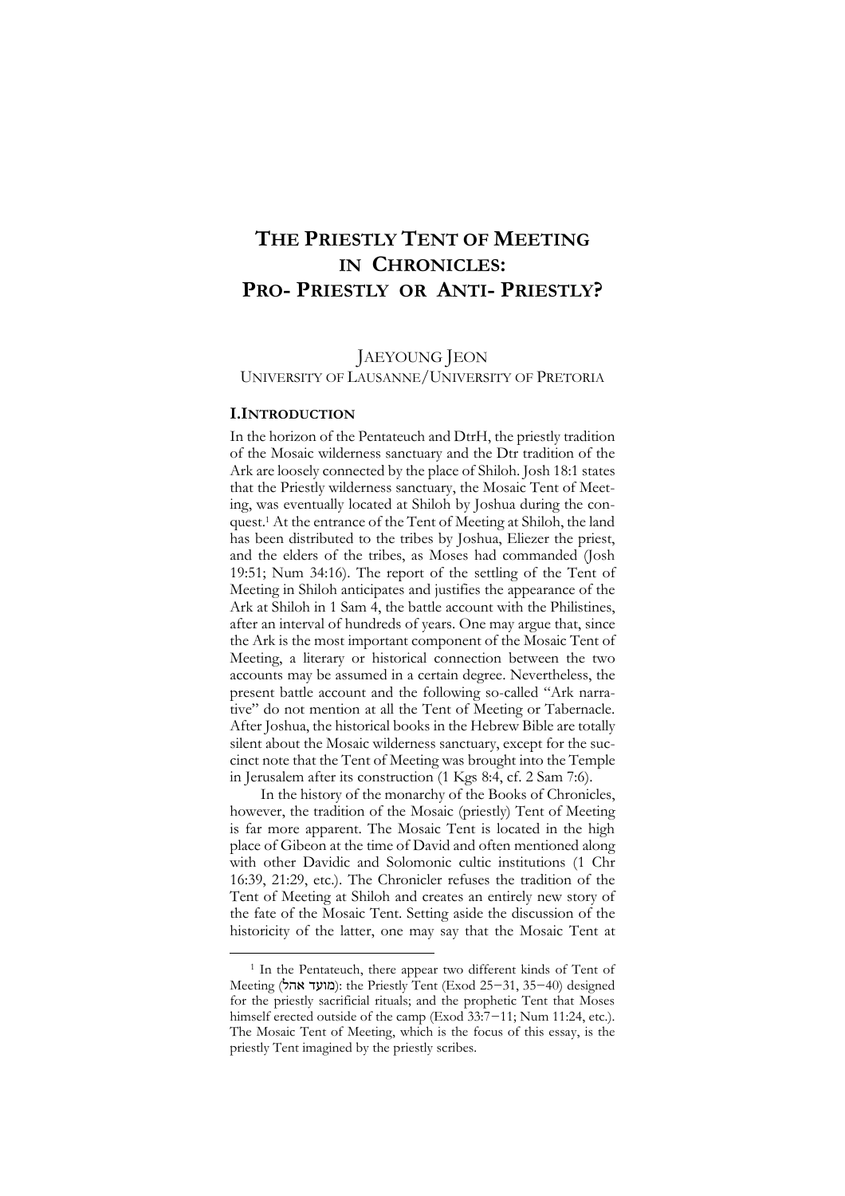# THE PRIESTLY TENT OF MEETING IN CHRONICLES: PRO- PRIESTLY OR ANTI- PRIESTLY?

JAEYOUNG JEON
UNIVERSITY OF LAUSANNE/UNIVERSITY OF PRETORIA

## I. INTRODUCTION

In the horizon of the Pentateuch and DtrH, the priestly tradition of the Mosaic wilderness sanctuary and the Dtr tradition of the Ark are loosely connected by the place of Shiloh. Josh 18:1 states that the Priestly wilderness sanctuary, the Mosaic Tent of Meeting, was eventually located at Shiloh by Joshua during the conquest.[1] At the entrance of the Tent of Meeting at Shiloh, the land has been distributed to the tribes by Joshua, Eliezer the priest, and the elders of the tribes, as Moses had commanded (Josh 19:51; Num 34:16). The report of the settling of the Tent of Meeting in Shiloh anticipates and justifies the appearance of the Ark at Shiloh in 1 Sam 4, the battle account with the Philistines, after an interval of hundreds of years. One may argue that, since the Ark is the most important component of the Mosaic Tent of Meeting, a literary or historical connection between the two accounts may be assumed in a certain degree. Nevertheless, the present battle account and the following so-called "Ark narrative" do not mention at all the Tent of Meeting or Tabernacle. After Joshua, the historical books in the Hebrew Bible are totally silent about the Mosaic wilderness sanctuary, except for the succinct note that the Tent of Meeting was brought into the Temple in Jerusalem after its construction (1 Kgs 8:4, cf. 2 Sam 7:6).

In the history of the monarchy of the Books of Chronicles, however, the tradition of the Mosaic (priestly) Tent of Meeting is far more apparent. The Mosaic Tent is located in the high place of Gibeon at the time of David and often mentioned along with other Davidic and Solomonic cultic institutions (1 Chr 16:39, 21:29, etc.). The Chronicler refuses the tradition of the Tent of Meeting at Shiloh and creates an entirely new story of the fate of the Mosaic Tent. Setting aside the discussion of the historicity of the latter, one may say that the Mosaic Tent at

---

[1] In the Pentateuch, there appear two different kinds of Tent of Meeting (אהל מועד): the Priestly Tent (Exod 25–31, 35–40) designed for the priestly sacrificial rituals; and the prophetic Tent that Moses himself erected outside of the camp (Exod 33:7–11; Num 11:24, etc.). The Mosaic Tent of Meeting, which is the focus of this essay, is the priestly Tent imagined by the priestly scribes.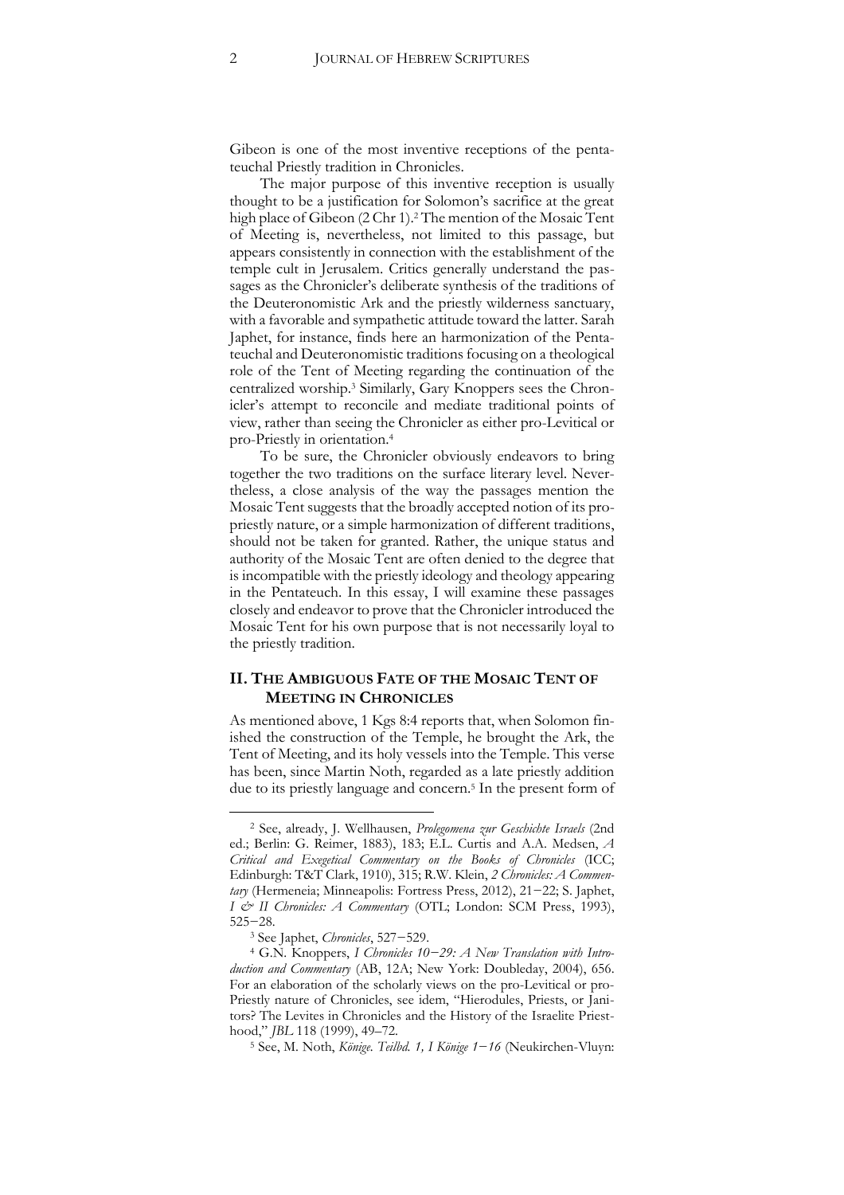Gibeon is one of the most inventive receptions of the pentateuchal Priestly tradition in Chronicles.

The major purpose of this inventive reception is usually thought to be a justification for Solomon's sacrifice at the great high place of Gibeon (2 Chr 1).[2] The mention of the Mosaic Tent of Meeting is, nevertheless, not limited to this passage, but appears consistently in connection with the establishment of the temple cult in Jerusalem. Critics generally understand the passages as the Chronicler's deliberate synthesis of the traditions of the Deuteronomistic Ark and the priestly wilderness sanctuary, with a favorable and sympathetic attitude toward the latter. Sarah Japhet, for instance, finds here an harmonization of the Pentateuchal and Deuteronomistic traditions focusing on a theological role of the Tent of Meeting regarding the continuation of the centralized worship.[3] Similarly, Gary Knoppers sees the Chronicler's attempt to reconcile and mediate traditional points of view, rather than seeing the Chronicler as either pro-Levitical or pro-Priestly in orientation.[4]

To be sure, the Chronicler obviously endeavors to bring together the two traditions on the surface literary level. Nevertheless, a close analysis of the way the passages mention the Mosaic Tent suggests that the broadly accepted notion of its pro-priestly nature, or a simple harmonization of different traditions, should not be taken for granted. Rather, the unique status and authority of the Mosaic Tent are often denied to the degree that is incompatible with the priestly ideology and theology appearing in the Pentateuch. In this essay, I will examine these passages closely and endeavor to prove that the Chronicler introduced the Mosaic Tent for his own purpose that is not necessarily loyal to the priestly tradition.

## II. THE AMBIGUOUS FATE OF THE MOSAIC TENT OF MEETING IN CHRONICLES

As mentioned above, 1 Kgs 8:4 reports that, when Solomon finished the construction of the Temple, he brought the Ark, the Tent of Meeting, and its holy vessels into the Temple. This verse has been, since Martin Noth, regarded as a late priestly addition due to its priestly language and concern.[5] In the present form of

---

[2] See, already, J. Wellhausen, *Prolegomena zur Geschichte Israels* (2nd ed.; Berlin: G. Reimer, 1883), 183; E.L. Curtis and A.A. Medsen, *A Critical and Exegetical Commentary on the Books of Chronicles* (ICC; Edinburgh: T&T Clark, 1910), 315; R.W. Klein, *2 Chronicles: A Commentary* (Hermeneia; Minneapolis: Fortress Press, 2012), 21−22; S. Japhet, *I & II Chronicles: A Commentary* (OTL; London: SCM Press, 1993), 525−28.

[3] See Japhet, *Chronicles*, 527−529.

[4] G.N. Knoppers, *I Chronicles 10−29: A New Translation with Introduction and Commentary* (AB, 12A; New York: Doubleday, 2004), 656. For an elaboration of the scholarly views on the pro-Levitical or pro-Priestly nature of Chronicles, see idem, "Hierodules, Priests, or Janitors? The Levites in Chronicles and the History of the Israelite Priesthood," *JBL* 118 (1999), 49–72.

[5] See, M. Noth, *Könige. Teilbd. 1, I Könige 1−16* (Neukirchen-Vluyn: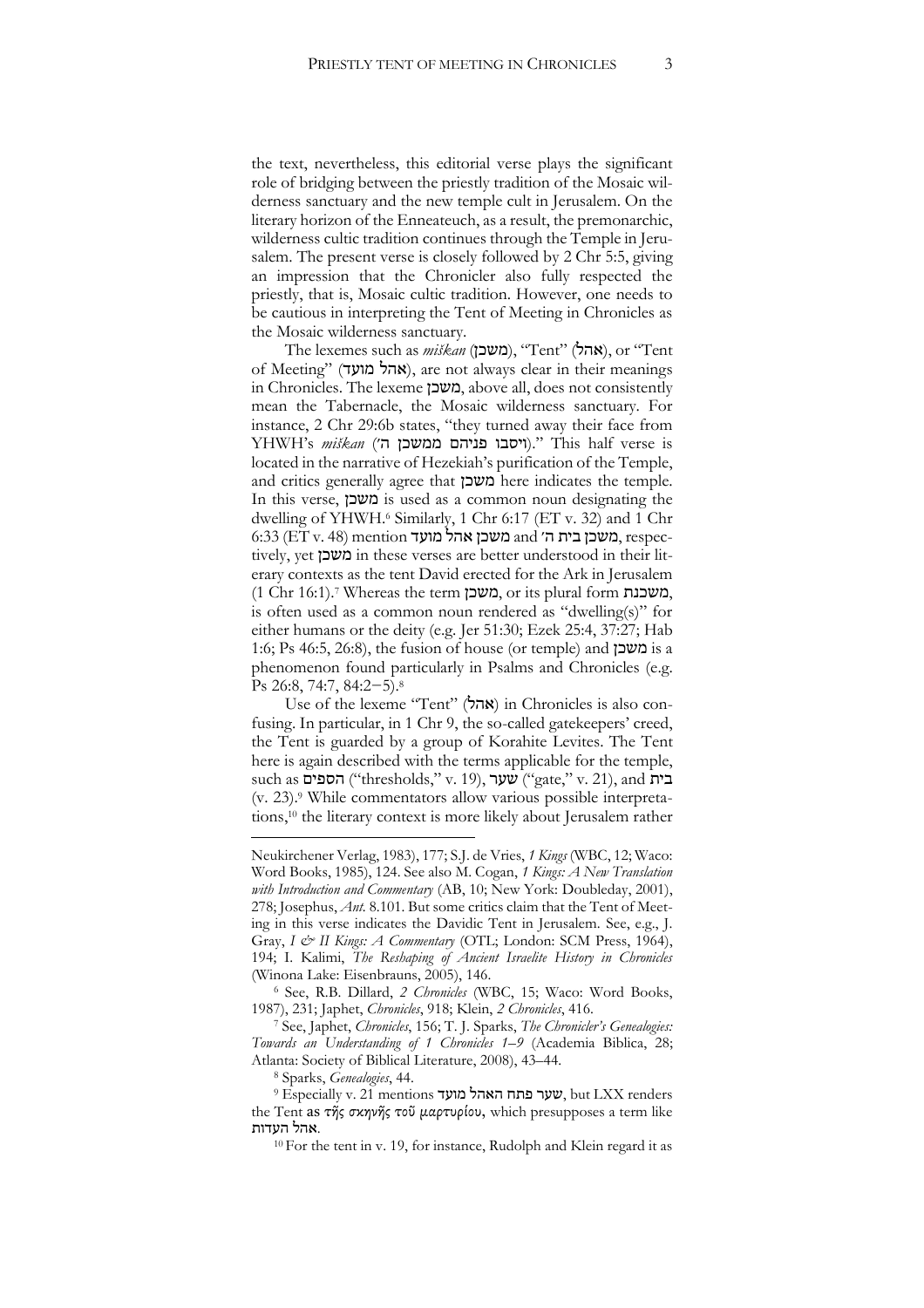the text, nevertheless, this editorial verse plays the significant role of bridging between the priestly tradition of the Mosaic wilderness sanctuary and the new temple cult in Jerusalem. On the literary horizon of the Enneateuch, as a result, the premonarchic, wilderness cultic tradition continues through the Temple in Jerusalem. The present verse is closely followed by 2 Chr 5:5, giving an impression that the Chronicler also fully respected the priestly, that is, Mosaic cultic tradition. However, one needs to be cautious in interpreting the Tent of Meeting in Chronicles as the Mosaic wilderness sanctuary.

The lexemes such as *miškan* (משכן), "Tent" (אהל), or "Tent of Meeting" (אהל מועד), are not always clear in their meanings in Chronicles. The lexeme משכן, above all, does not consistently mean the Tabernacle, the Mosaic wilderness sanctuary. For instance, 2 Chr 29:6b states, "they turned away their face from YHWH's *miškan* (ויסבו פניהם ממשכן ה׳)." This half verse is located in the narrative of Hezekiah's purification of the Temple, and critics generally agree that משכן here indicates the temple. In this verse, משכן is used as a common noun designating the dwelling of YHWH.[6] Similarly, 1 Chr 6:17 (ET v. 32) and 1 Chr 6:33 (ET v. 48) mention משכן אהל מועד and משכן בית ה׳, respectively, yet משכן in these verses are better understood in their literary contexts as the tent David erected for the Ark in Jerusalem (1 Chr 16:1).[7] Whereas the term משכן, or its plural form משכנת, is often used as a common noun rendered as "dwelling(s)" for either humans or the deity (e.g. Jer 51:30; Ezek 25:4, 37:27; Hab 1:6; Ps 46:5, 26:8), the fusion of house (or temple) and משכן is a phenomenon found particularly in Psalms and Chronicles (e.g. Ps 26:8, 74:7, 84:2−5).[8]

Use of the lexeme "Tent" (אהל) in Chronicles is also confusing. In particular, in 1 Chr 9, the so-called gatekeepers' creed, the Tent is guarded by a group of Korahite Levites. The Tent here is again described with the terms applicable for the temple, such as הספים ("thresholds," v. 19), שער ("gate," v. 21), and בית (v. 23).[9] While commentators allow various possible interpretations,[10] the literary context is more likely about Jerusalem rather

---

Neukirchener Verlag, 1983), 177; S.J. de Vries, *1 Kings* (WBC, 12; Waco: Word Books, 1985), 124. See also M. Cogan, *1 Kings: A New Translation with Introduction and Commentary* (AB, 10; New York: Doubleday, 2001), 278; Josephus, *Ant.* 8.101. But some critics claim that the Tent of Meeting in this verse indicates the Davidic Tent in Jerusalem. See, e.g., J. Gray, *I & II Kings: A Commentary* (OTL; London: SCM Press, 1964), 194; I. Kalimi, *The Reshaping of Ancient Israelite History in Chronicles* (Winona Lake: Eisenbrauns, 2005), 146.

[6] See, R.B. Dillard, *2 Chronicles* (WBC, 15; Waco: Word Books, 1987), 231; Japhet, *Chronicles*, 918; Klein, *2 Chronicles*, 416.

[7] See, Japhet, *Chronicles*, 156; T. J. Sparks, *The Chronicler's Genealogies: Towards an Understanding of 1 Chronicles 1–9* (Academia Biblica, 28; Atlanta: Society of Biblical Literature, 2008), 43–44.

[8] Sparks, *Genealogies*, 44.

[9] Especially v. 21 mentions שער פתח האהל מועד, but LXX renders the Tent as τῆς σκηνῆς τοῦ μαρτυρίου, which presupposes a term like אהל העדות.

[10] For the tent in v. 19, for instance, Rudolph and Klein regard it as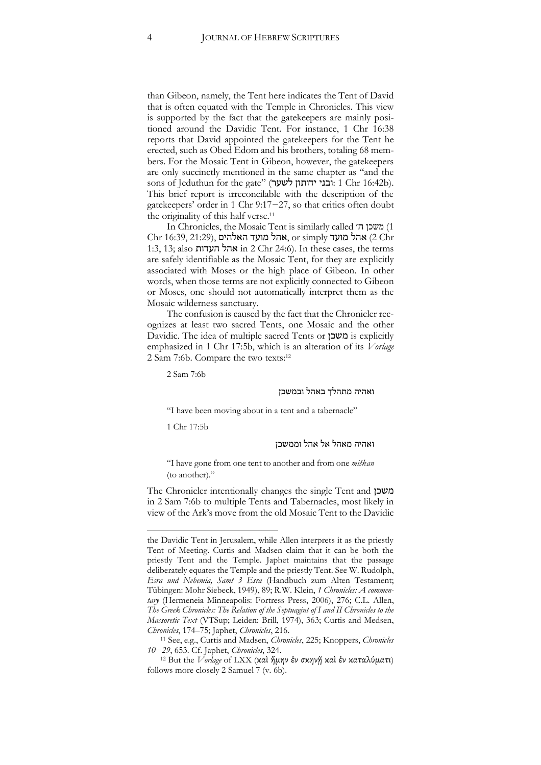than Gibeon, namely, the Tent here indicates the Tent of David that is often equated with the Temple in Chronicles. This view is supported by the fact that the gatekeepers are mainly positioned around the Davidic Tent. For instance, 1 Chr 16:38 reports that David appointed the gatekeepers for the Tent he erected, such as Obed Edom and his brothers, totaling 68 members. For the Mosaic Tent in Gibeon, however, the gatekeepers are only succinctly mentioned in the same chapter as "and the sons of Jeduthun for the gate" (ובני ידותון לשער: 1 Chr 16:42b). This brief report is irreconcilable with the description of the gatekeepers' order in 1 Chr 9:17–27, so that critics often doubt the originality of this half verse.[11]

In Chronicles, the Mosaic Tent is similarly called משכן ה' (1 Chr 16:39, 21:29), אהל מועד האלהים, or simply אהל מועד (2 Chr 1:3, 13; also אהל העדות in 2 Chr 24:6). In these cases, the terms are safely identifiable as the Mosaic Tent, for they are explicitly associated with Moses or the high place of Gibeon. In other words, when those terms are not explicitly connected to Gibeon or Moses, one should not automatically interpret them as the Mosaic wilderness sanctuary.

The confusion is caused by the fact that the Chronicler recognizes at least two sacred Tents, one Mosaic and the other Davidic. The idea of multiple sacred Tents or משכן is explicitly emphasized in 1 Chr 17:5b, which is an alteration of its *Vorlage* 2 Sam 7:6b. Compare the two texts:[12]

> 2 Sam 7:6b
>
> ואהיה מתהלך באהל ובמשכן
>
> "I have been moving about in a tent and a tabernacle"
>
> 1 Chr 17:5b
>
> ואהיה מאהל אל אהל וממשכן
>
> "I have gone from one tent to another and from one *miškan* (to another)."

The Chronicler intentionally changes the single Tent and משכן in 2 Sam 7:6b to multiple Tents and Tabernacles, most likely in view of the Ark's move from the old Mosaic Tent to the Davidic

---

the Davidic Tent in Jerusalem, while Allen interprets it as the priestly Tent of Meeting. Curtis and Madsen claim that it can be both the priestly Tent and the Temple. Japhet maintains that the passage deliberately equates the Temple and the priestly Tent. See W. Rudolph, *Esra und Nehemia, Samt 3 Esra* (Handbuch zum Alten Testament; Tübingen: Mohr Siebeck, 1949), 89; R.W. Klein, *1 Chronicles: A commentary* (Hermeneia Minneapolis: Fortress Press, 2006), 276; C.L. Allen, *The Greek Chronicles: The Relation of the Septuagint of I and II Chronicles to the Massoretic Text* (VTSup; Leiden: Brill, 1974), 363; Curtis and Medsen, *Chronicles*, 174–75; Japhet, *Chronicles*, 216.

[11] See, e.g., Curtis and Madsen, *Chronicles*, 225; Knoppers, *Chronicles 10–29*, 653. Cf. Japhet, *Chronicles*, 324.

[12] But the *Vorlage* of LXX (καὶ ἤμην ἐν σκηνῇ καὶ ἐν καταλύματι) follows more closely 2 Samuel 7 (v. 6b).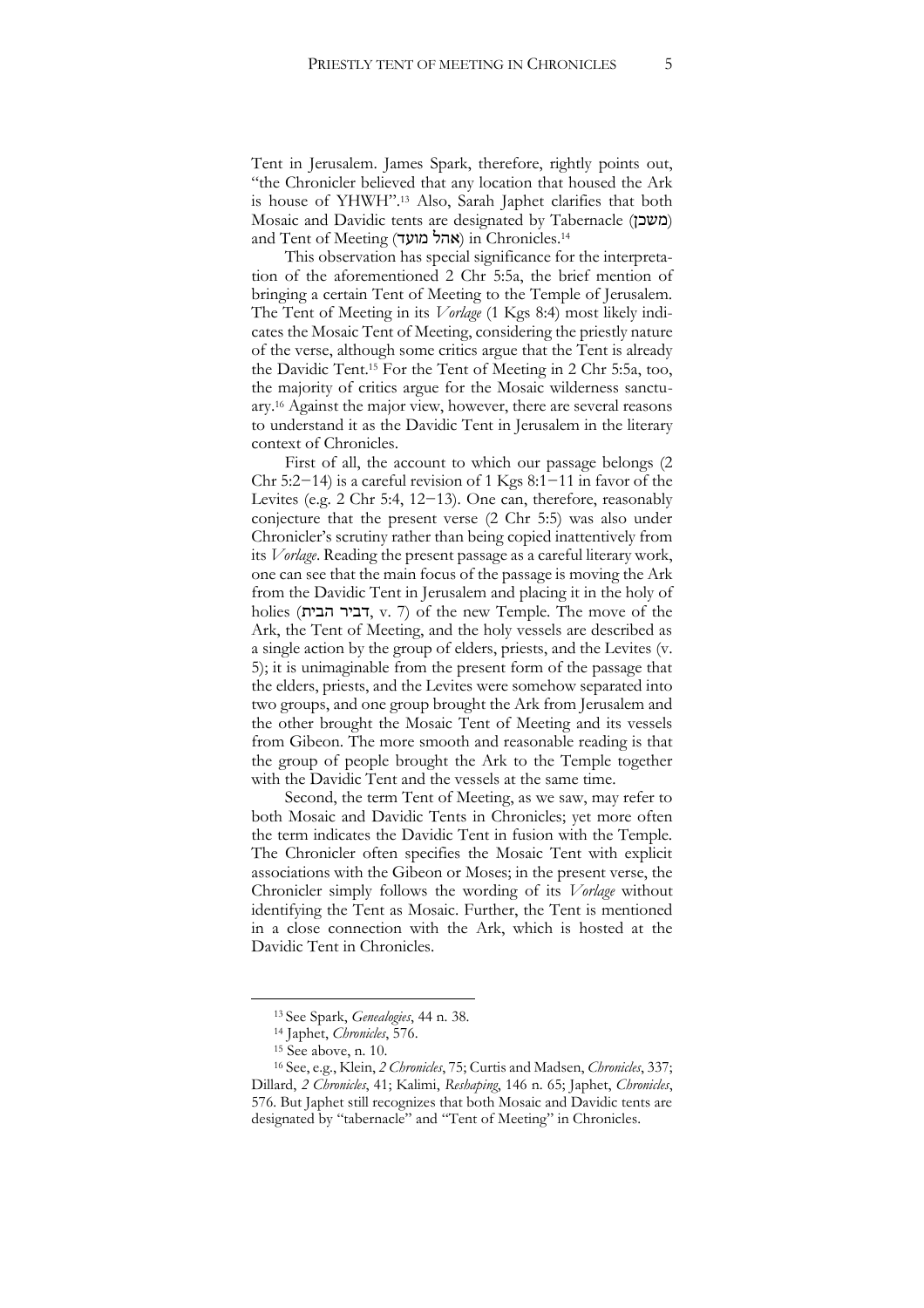Tent in Jerusalem. James Spark, therefore, rightly points out, "the Chronicler believed that any location that housed the Ark is house of YHWH".[13] Also, Sarah Japhet clarifies that both Mosaic and Davidic tents are designated by Tabernacle (משכן) and Tent of Meeting (אהל מועד) in Chronicles.[14]

This observation has special significance for the interpretation of the aforementioned 2 Chr 5:5a, the brief mention of bringing a certain Tent of Meeting to the Temple of Jerusalem. The Tent of Meeting in its *Vorlage* (1 Kgs 8:4) most likely indicates the Mosaic Tent of Meeting, considering the priestly nature of the verse, although some critics argue that the Tent is already the Davidic Tent.[15] For the Tent of Meeting in 2 Chr 5:5a, too, the majority of critics argue for the Mosaic wilderness sanctuary.[16] Against the major view, however, there are several reasons to understand it as the Davidic Tent in Jerusalem in the literary context of Chronicles.

First of all, the account to which our passage belongs (2 Chr 5:2−14) is a careful revision of 1 Kgs 8:1−11 in favor of the Levites (e.g. 2 Chr 5:4, 12−13). One can, therefore, reasonably conjecture that the present verse (2 Chr 5:5) was also under Chronicler's scrutiny rather than being copied inattentively from its *Vorlage*. Reading the present passage as a careful literary work, one can see that the main focus of the passage is moving the Ark from the Davidic Tent in Jerusalem and placing it in the holy of holies (דביר הבית, v. 7) of the new Temple. The move of the Ark, the Tent of Meeting, and the holy vessels are described as a single action by the group of elders, priests, and the Levites (v. 5); it is unimaginable from the present form of the passage that the elders, priests, and the Levites were somehow separated into two groups, and one group brought the Ark from Jerusalem and the other brought the Mosaic Tent of Meeting and its vessels from Gibeon. The more smooth and reasonable reading is that the group of people brought the Ark to the Temple together with the Davidic Tent and the vessels at the same time.

Second, the term Tent of Meeting, as we saw, may refer to both Mosaic and Davidic Tents in Chronicles; yet more often the term indicates the Davidic Tent in fusion with the Temple. The Chronicler often specifies the Mosaic Tent with explicit associations with the Gibeon or Moses; in the present verse, the Chronicler simply follows the wording of its *Vorlage* without identifying the Tent as Mosaic. Further, the Tent is mentioned in a close connection with the Ark, which is hosted at the Davidic Tent in Chronicles.

---

[13] See Spark, *Genealogies*, 44 n. 38.

[14] Japhet, *Chronicles*, 576.

[15] See above, n. 10.

[16] See, e.g., Klein, *2 Chronicles*, 75; Curtis and Madsen, *Chronicles*, 337; Dillard, *2 Chronicles*, 41; Kalimi, *Reshaping*, 146 n. 65; Japhet, *Chronicles*, 576. But Japhet still recognizes that both Mosaic and Davidic tents are designated by "tabernacle" and "Tent of Meeting" in Chronicles.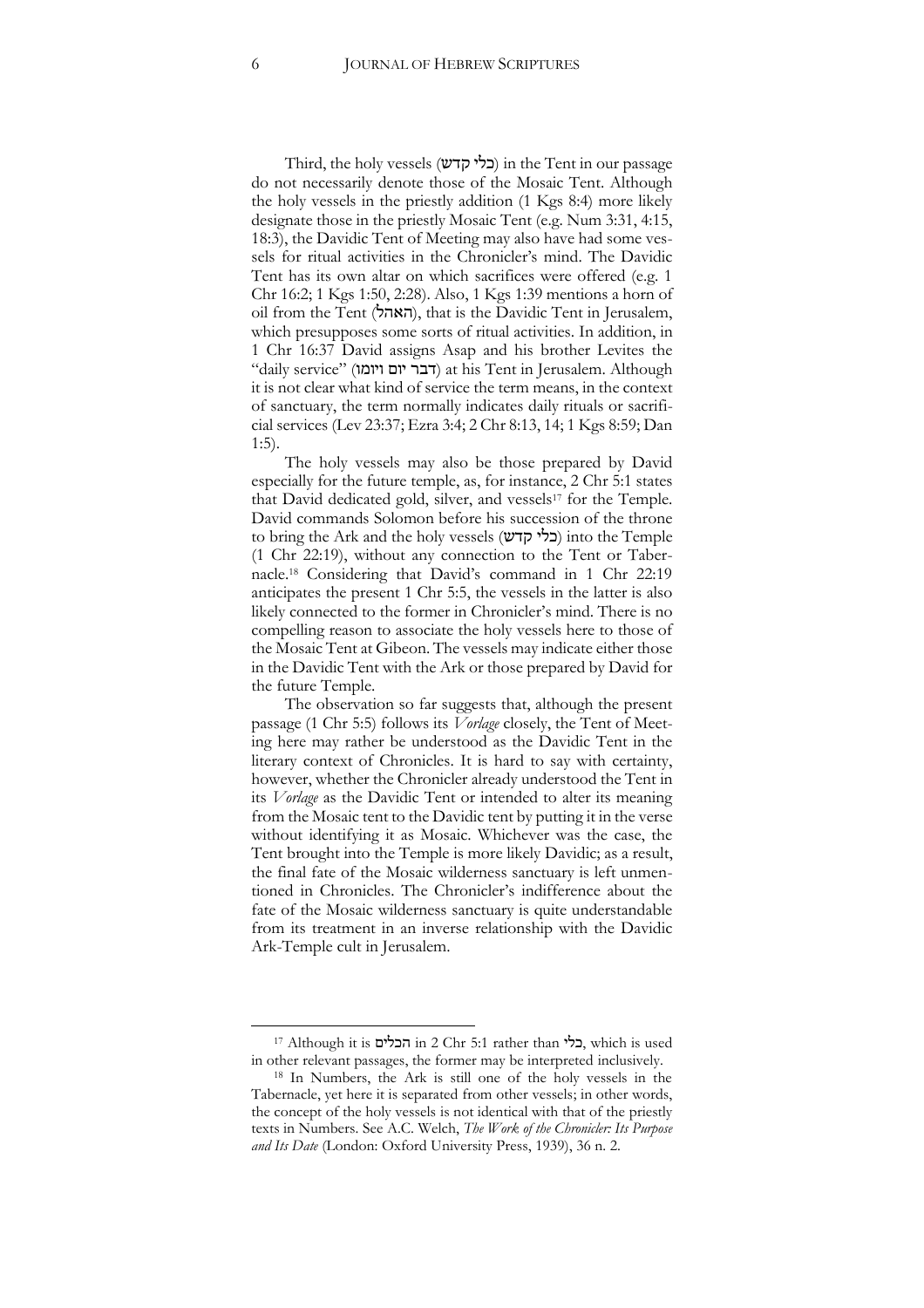Third, the holy vessels (כלי קדש) in the Tent in our passage do not necessarily denote those of the Mosaic Tent. Although the holy vessels in the priestly addition (1 Kgs 8:4) more likely designate those in the priestly Mosaic Tent (e.g. Num 3:31, 4:15, 18:3), the Davidic Tent of Meeting may also have had some vessels for ritual activities in the Chronicler's mind. The Davidic Tent has its own altar on which sacrifices were offered (e.g. 1 Chr 16:2; 1 Kgs 1:50, 2:28). Also, 1 Kgs 1:39 mentions a horn of oil from the Tent (האהל), that is the Davidic Tent in Jerusalem, which presupposes some sorts of ritual activities. In addition, in 1 Chr 16:37 David assigns Asap and his brother Levites the "daily service" (דבר יום ויומו) at his Tent in Jerusalem. Although it is not clear what kind of service the term means, in the context of sanctuary, the term normally indicates daily rituals or sacrificial services (Lev 23:37; Ezra 3:4; 2 Chr 8:13, 14; 1 Kgs 8:59; Dan 1:5).

The holy vessels may also be those prepared by David especially for the future temple, as, for instance, 2 Chr 5:1 states that David dedicated gold, silver, and vessels[17] for the Temple. David commands Solomon before his succession of the throne to bring the Ark and the holy vessels (כלי קדש) into the Temple (1 Chr 22:19), without any connection to the Tent or Tabernacle.[18] Considering that David's command in 1 Chr 22:19 anticipates the present 1 Chr 5:5, the vessels in the latter is also likely connected to the former in Chronicler's mind. There is no compelling reason to associate the holy vessels here to those of the Mosaic Tent at Gibeon. The vessels may indicate either those in the Davidic Tent with the Ark or those prepared by David for the future Temple.

The observation so far suggests that, although the present passage (1 Chr 5:5) follows its *Vorlage* closely, the Tent of Meeting here may rather be understood as the Davidic Tent in the literary context of Chronicles. It is hard to say with certainty, however, whether the Chronicler already understood the Tent in its *Vorlage* as the Davidic Tent or intended to alter its meaning from the Mosaic tent to the Davidic tent by putting it in the verse without identifying it as Mosaic. Whichever was the case, the Tent brought into the Temple is more likely Davidic; as a result, the final fate of the Mosaic wilderness sanctuary is left unmentioned in Chronicles. The Chronicler's indifference about the fate of the Mosaic wilderness sanctuary is quite understandable from its treatment in an inverse relationship with the Davidic Ark-Temple cult in Jerusalem.

---

[17] Although it is הכלים in 2 Chr 5:1 rather than כלי, which is used in other relevant passages, the former may be interpreted inclusively.

[18] In Numbers, the Ark is still one of the holy vessels in the Tabernacle, yet here it is separated from other vessels; in other words, the concept of the holy vessels is not identical with that of the priestly texts in Numbers. See A.C. Welch, *The Work of the Chronicler: Its Purpose and Its Date* (London: Oxford University Press, 1939), 36 n. 2.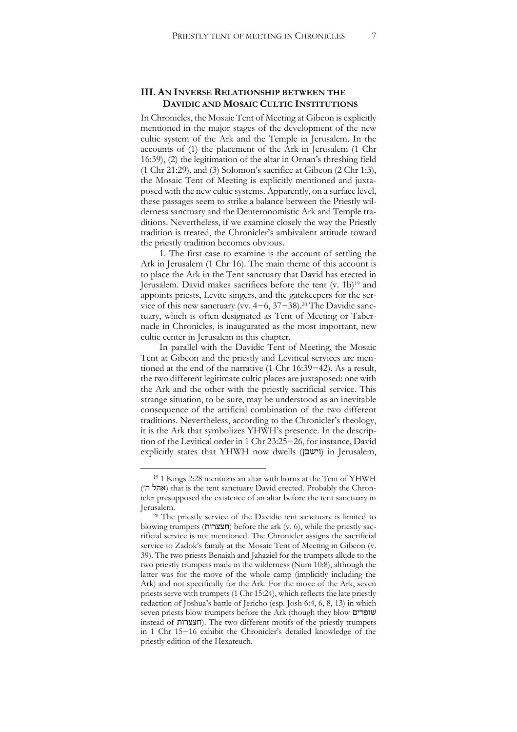## III. An Inverse Relationship between the Davidic and Mosaic Cultic Institutions

In Chronicles, the Mosaic Tent of Meeting at Gibeon is explicitly mentioned in the major stages of the development of the new cultic system of the Ark and the Temple in Jerusalem. In the accounts of (1) the placement of the Ark in Jerusalem (1 Chr 16:39), (2) the legitimation of the altar in Ornan's threshing field (1 Chr 21:29), and (3) Solomon's sacrifice at Gibeon (2 Chr 1:3), the Mosaic Tent of Meeting is explicitly mentioned and juxtaposed with the new cultic systems. Apparently, on a surface level, these passages seem to strike a balance between the Priestly wilderness sanctuary and the Deuteronomistic Ark and Temple traditions. Nevertheless, if we examine closely the way the Priestly tradition is treated, the Chronicler's ambivalent attitude toward the priestly tradition becomes obvious.

1. The first case to examine is the account of settling the Ark in Jerusalem (1 Chr 16). The main theme of this account is to place the Ark in the Tent sanctuary that David has erected in Jerusalem. David makes sacrifices before the tent (v. 1b)[19] and appoints priests, Levite singers, and the gatekeepers for the service of this new sanctuary (vv. 4−6, 37−38).[20] The Davidic sanctuary, which is often designated as Tent of Meeting or Tabernacle in Chronicles, is inaugurated as the most important, new cultic center in Jerusalem in this chapter.

In parallel with the Davidic Tent of Meeting, the Mosaic Tent at Gibeon and the priestly and Levitical services are mentioned at the end of the narrative (1 Chr 16:39−42). As a result, the two different legitimate cultic places are juxtaposed: one with the Ark and the other with the priestly sacrificial service. This strange situation, to be sure, may be understood as an inevitable consequence of the artificial combination of the two different traditions. Nevertheless, according to the Chronicler's theology, it is the Ark that symbolizes YHWH's presence. In the description of the Levitical order in 1 Chr 23:25−26, for instance, David explicitly states that YHWH now dwells (וישכן) in Jerusalem,

---

[19] 1 Kings 2:28 mentions an altar with horns at the Tent of YHWH (אהל ה׳) that is the tent sanctuary David erected. Probably the Chronicler presupposed the existence of an altar before the tent sanctuary in Jerusalem.

[20] The priestly service of the Davidic tent sanctuary is limited to blowing trumpets (חצצרות) before the ark (v. 6), while the priestly sacrificial service is not mentioned. The Chronicler assigns the sacrificial service to Zadok's family at the Mosaic Tent of Meeting in Gibeon (v. 39). The two priests Benaiah and Jahaziel for the trumpets allude to the two priestly trumpets made in the wilderness (Num 10:8), although the latter was for the move of the whole camp (implicitly including the Ark) and not specifically for the Ark. For the move of the Ark, seven priests serve with trumpets (1 Chr 15:24), which reflects the late priestly redaction of Joshua's battle of Jericho (esp. Josh 6:4, 6, 8, 13) in which seven priests blow trumpets before the Ark (though they blow שופרים instead of חצצרות). The two different motifs of the priestly trumpets in 1 Chr 15−16 exhibit the Chronicler's detailed knowledge of the priestly edition of the Hexateuch.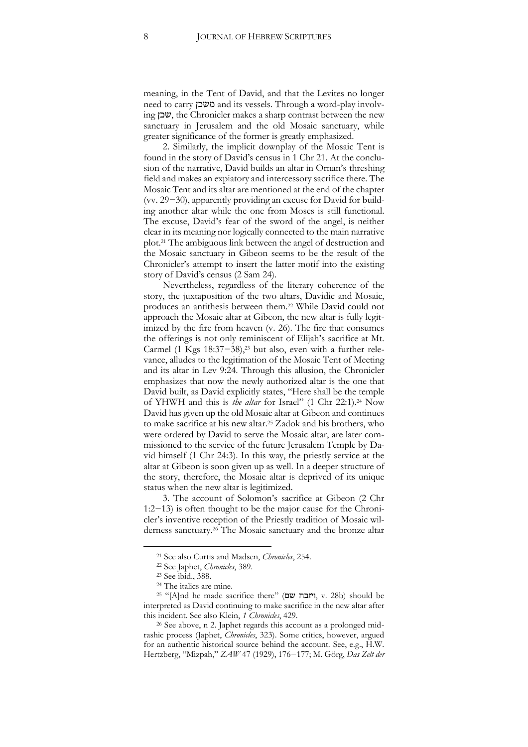meaning, in the Tent of David, and that the Levites no longer need to carry משכן and its vessels. Through a word-play involving שכן, the Chronicler makes a sharp contrast between the new sanctuary in Jerusalem and the old Mosaic sanctuary, while greater significance of the former is greatly emphasized.

2. Similarly, the implicit downplay of the Mosaic Tent is found in the story of David's census in 1 Chr 21. At the conclusion of the narrative, David builds an altar in Ornan's threshing field and makes an expiatory and intercessory sacrifice there. The Mosaic Tent and its altar are mentioned at the end of the chapter (vv. 29−30), apparently providing an excuse for David for building another altar while the one from Moses is still functional. The excuse, David's fear of the sword of the angel, is neither clear in its meaning nor logically connected to the main narrative plot.[21] The ambiguous link between the angel of destruction and the Mosaic sanctuary in Gibeon seems to be the result of the Chronicler's attempt to insert the latter motif into the existing story of David's census (2 Sam 24).

Nevertheless, regardless of the literary coherence of the story, the juxtaposition of the two altars, Davidic and Mosaic, produces an antithesis between them.[22] While David could not approach the Mosaic altar at Gibeon, the new altar is fully legitimized by the fire from heaven (v. 26). The fire that consumes the offerings is not only reminiscent of Elijah's sacrifice at Mt. Carmel (1 Kgs 18:37−38),[23] but also, even with a further relevance, alludes to the legitimation of the Mosaic Tent of Meeting and its altar in Lev 9:24. Through this allusion, the Chronicler emphasizes that now the newly authorized altar is the one that David built, as David explicitly states, "Here shall be the temple of YHWH and this is *the altar* for Israel" (1 Chr 22:1).[24] Now David has given up the old Mosaic altar at Gibeon and continues to make sacrifice at his new altar.[25] Zadok and his brothers, who were ordered by David to serve the Mosaic altar, are later commissioned to the service of the future Jerusalem Temple by David himself (1 Chr 24:3). In this way, the priestly service at the altar at Gibeon is soon given up as well. In a deeper structure of the story, therefore, the Mosaic altar is deprived of its unique status when the new altar is legitimized.

3. The account of Solomon's sacrifice at Gibeon (2 Chr 1:2−13) is often thought to be the major cause for the Chronicler's inventive reception of the Priestly tradition of Mosaic wilderness sanctuary.[26] The Mosaic sanctuary and the bronze altar

---

[21] See also Curtis and Madsen, *Chronicles*, 254.

[22] See Japhet, *Chronicles*, 389.

[23] See ibid., 388.

[24] The italics are mine.

[25] "[A]nd he made sacrifice there" (ויזבח שם, v. 28b) should be interpreted as David continuing to make sacrifice in the new altar after this incident. See also Klein, *1 Chronicles*, 429.

[26] See above, n 2. Japhet regards this account as a prolonged midrashic process (Japhet, *Chronicles*, 323). Some critics, however, argued for an authentic historical source behind the account. See, e.g., H.W. Hertzberg, "Mizpah," *ZAW* 47 (1929), 176−177; M. Görg, *Das Zelt der*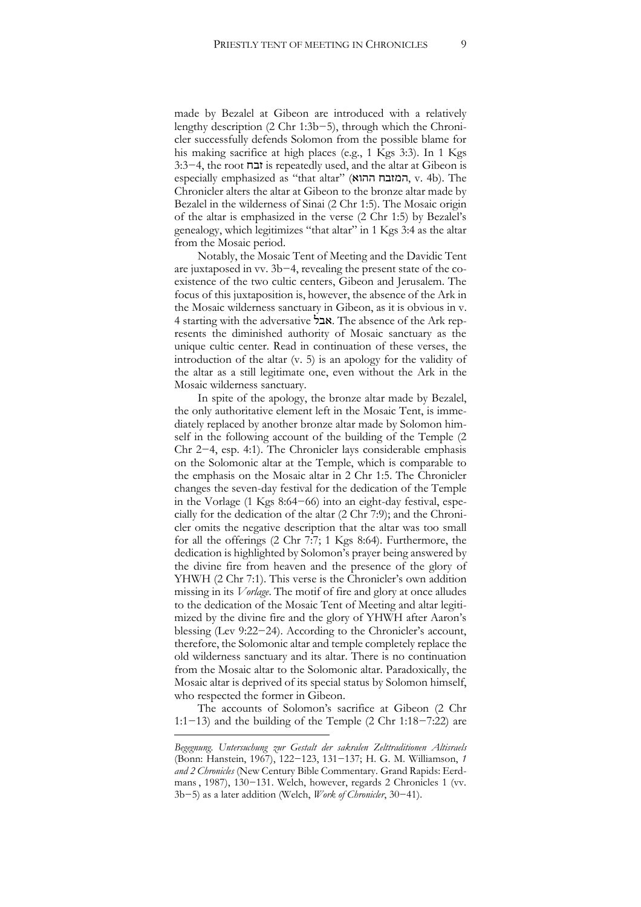made by Bezalel at Gibeon are introduced with a relatively lengthy description (2 Chr 1:3b−5), through which the Chronicler successfully defends Solomon from the possible blame for his making sacrifice at high places (e.g., 1 Kgs 3:3). In 1 Kgs 3:3−4, the root זבח is repeatedly used, and the altar at Gibeon is especially emphasized as "that altar" (המזבח ההוא, v. 4b). The Chronicler alters the altar at Gibeon to the bronze altar made by Bezalel in the wilderness of Sinai (2 Chr 1:5). The Mosaic origin of the altar is emphasized in the verse (2 Chr 1:5) by Bezalel's genealogy, which legitimizes "that altar" in 1 Kgs 3:4 as the altar from the Mosaic period.

Notably, the Mosaic Tent of Meeting and the Davidic Tent are juxtaposed in vv. 3b−4, revealing the present state of the co-existence of the two cultic centers, Gibeon and Jerusalem. The focus of this juxtaposition is, however, the absence of the Ark in the Mosaic wilderness sanctuary in Gibeon, as it is obvious in v. 4 starting with the adversative אבל. The absence of the Ark represents the diminished authority of Mosaic sanctuary as the unique cultic center. Read in continuation of these verses, the introduction of the altar (v. 5) is an apology for the validity of the altar as a still legitimate one, even without the Ark in the Mosaic wilderness sanctuary.

In spite of the apology, the bronze altar made by Bezalel, the only authoritative element left in the Mosaic Tent, is immediately replaced by another bronze altar made by Solomon himself in the following account of the building of the Temple (2 Chr 2−4, esp. 4:1). The Chronicler lays considerable emphasis on the Solomonic altar at the Temple, which is comparable to the emphasis on the Mosaic altar in 2 Chr 1:5. The Chronicler changes the seven-day festival for the dedication of the Temple in the Vorlage (1 Kgs 8:64−66) into an eight-day festival, especially for the dedication of the altar (2 Chr 7:9); and the Chronicler omits the negative description that the altar was too small for all the offerings (2 Chr 7:7; 1 Kgs 8:64). Furthermore, the dedication is highlighted by Solomon's prayer being answered by the divine fire from heaven and the presence of the glory of YHWH (2 Chr 7:1). This verse is the Chronicler's own addition missing in its *Vorlage*. The motif of fire and glory at once alludes to the dedication of the Mosaic Tent of Meeting and altar legitimized by the divine fire and the glory of YHWH after Aaron's blessing (Lev 9:22−24). According to the Chronicler's account, therefore, the Solomonic altar and temple completely replace the old wilderness sanctuary and its altar. There is no continuation from the Mosaic altar to the Solomonic altar. Paradoxically, the Mosaic altar is deprived of its special status by Solomon himself, who respected the former in Gibeon.

The accounts of Solomon's sacrifice at Gibeon (2 Chr 1:1−13) and the building of the Temple (2 Chr 1:18−7:22) are

---

*Begegnung. Untersuchung zur Gestalt der sakralen Zelttraditionen Altisraels* (Bonn: Hanstein, 1967), 122−123, 131−137; H. G. M. Williamson, *1 and 2 Chronicles* (New Century Bible Commentary. Grand Rapids: Eerdmans , 1987), 130−131. Welch, however, regards 2 Chronicles 1 (vv. 3b−5) as a later addition (Welch, *Work of Chronicler*, 30−41).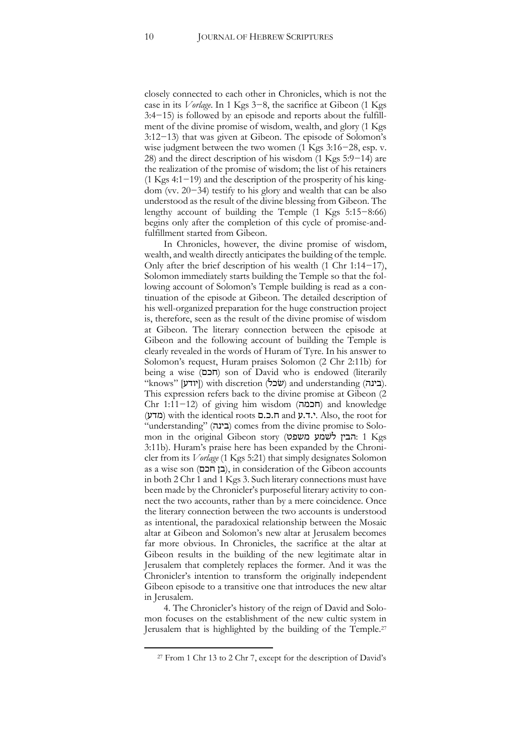closely connected to each other in Chronicles, which is not the case in its *Vorlage*. In 1 Kgs 3−8, the sacrifice at Gibeon (1 Kgs 3:4−15) is followed by an episode and reports about the fulfillment of the divine promise of wisdom, wealth, and glory (1 Kgs 3:12−13) that was given at Gibeon. The episode of Solomon's wise judgment between the two women (1 Kgs 3:16−28, esp. v. 28) and the direct description of his wisdom (1 Kgs 5:9−14) are the realization of the promise of wisdom; the list of his retainers (1 Kgs 4:1−19) and the description of the prosperity of his kingdom (vv. 20−34) testify to his glory and wealth that can be also understood as the result of the divine blessing from Gibeon. The lengthy account of building the Temple (1 Kgs 5:15−8:66) begins only after the completion of this cycle of promise-and-fulfillment started from Gibeon.

In Chronicles, however, the divine promise of wisdom, wealth, and wealth directly anticipates the building of the temple. Only after the brief description of his wealth (1 Chr 1:14−17), Solomon immediately starts building the Temple so that the following account of Solomon's Temple building is read as a continuation of the episode at Gibeon. The detailed description of his well-organized preparation for the huge construction project is, therefore, seen as the result of the divine promise of wisdom at Gibeon. The literary connection between the episode at Gibeon and the following account of building the Temple is clearly revealed in the words of Huram of Tyre. In his answer to Solomon's request, Huram praises Solomon (2 Chr 2:11b) for being a wise (חכם) son of David who is endowed (literarily "knows" [יודע]) with discretion (שׂכל) and understanding (בינה). This expression refers back to the divine promise at Gibeon (2 Chr 1:11−12) of giving him wisdom (חכמה) and knowledge (מדע) with the identical roots ח.כ.ם and י.ד.ע. Also, the root for "understanding" (בינה) comes from the divine promise to Solomon in the original Gibeon story (הבין לשמע משפט: 1 Kgs 3:11b). Huram's praise here has been expanded by the Chronicler from its *Vorlage* (1 Kgs 5:21) that simply designates Solomon as a wise son (בן חכם), in consideration of the Gibeon accounts in both 2 Chr 1 and 1 Kgs 3. Such literary connections must have been made by the Chronicler's purposeful literary activity to connect the two accounts, rather than by a mere coincidence. Once the literary connection between the two accounts is understood as intentional, the paradoxical relationship between the Mosaic altar at Gibeon and Solomon's new altar at Jerusalem becomes far more obvious. In Chronicles, the sacrifice at the altar at Gibeon results in the building of the new legitimate altar in Jerusalem that completely replaces the former. And it was the Chronicler's intention to transform the originally independent Gibeon episode to a transitive one that introduces the new altar in Jerusalem.

4. The Chronicler's history of the reign of David and Solomon focuses on the establishment of the new cultic system in Jerusalem that is highlighted by the building of the Temple.[27]

[27] From 1 Chr 13 to 2 Chr 7, except for the description of David's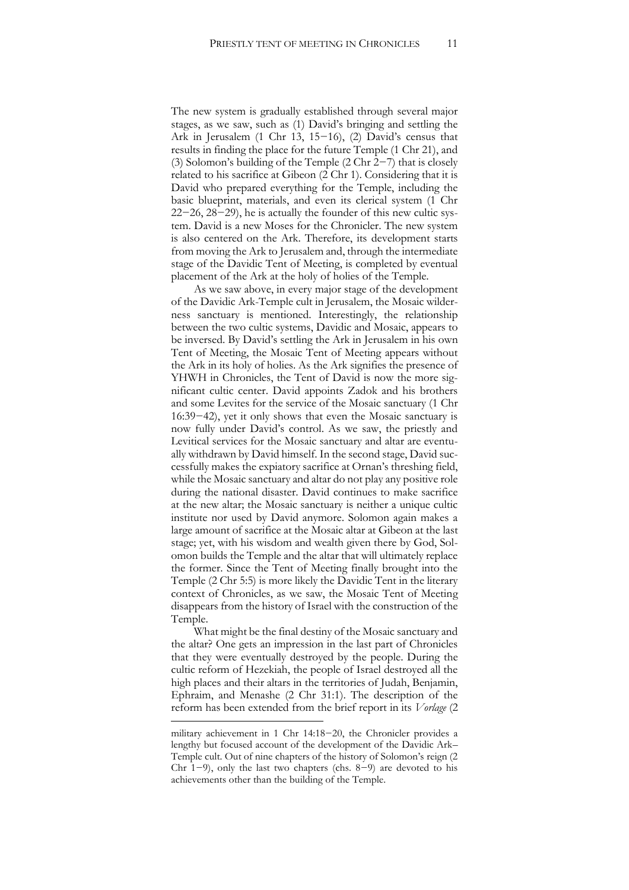The new system is gradually established through several major stages, as we saw, such as (1) David's bringing and settling the Ark in Jerusalem (1 Chr 13, 15−16), (2) David's census that results in finding the place for the future Temple (1 Chr 21), and (3) Solomon's building of the Temple (2 Chr 2−7) that is closely related to his sacrifice at Gibeon (2 Chr 1). Considering that it is David who prepared everything for the Temple, including the basic blueprint, materials, and even its clerical system (1 Chr 22−26, 28−29), he is actually the founder of this new cultic system. David is a new Moses for the Chronicler. The new system is also centered on the Ark. Therefore, its development starts from moving the Ark to Jerusalem and, through the intermediate stage of the Davidic Tent of Meeting, is completed by eventual placement of the Ark at the holy of holies of the Temple.

As we saw above, in every major stage of the development of the Davidic Ark-Temple cult in Jerusalem, the Mosaic wilderness sanctuary is mentioned. Interestingly, the relationship between the two cultic systems, Davidic and Mosaic, appears to be inversed. By David's settling the Ark in Jerusalem in his own Tent of Meeting, the Mosaic Tent of Meeting appears without the Ark in its holy of holies. As the Ark signifies the presence of YHWH in Chronicles, the Tent of David is now the more significant cultic center. David appoints Zadok and his brothers and some Levites for the service of the Mosaic sanctuary (1 Chr 16:39−42), yet it only shows that even the Mosaic sanctuary is now fully under David's control. As we saw, the priestly and Levitical services for the Mosaic sanctuary and altar are eventually withdrawn by David himself. In the second stage, David successfully makes the expiatory sacrifice at Ornan's threshing field, while the Mosaic sanctuary and altar do not play any positive role during the national disaster. David continues to make sacrifice at the new altar; the Mosaic sanctuary is neither a unique cultic institute nor used by David anymore. Solomon again makes a large amount of sacrifice at the Mosaic altar at Gibeon at the last stage; yet, with his wisdom and wealth given there by God, Solomon builds the Temple and the altar that will ultimately replace the former. Since the Tent of Meeting finally brought into the Temple (2 Chr 5:5) is more likely the Davidic Tent in the literary context of Chronicles, as we saw, the Mosaic Tent of Meeting disappears from the history of Israel with the construction of the Temple.

What might be the final destiny of the Mosaic sanctuary and the altar? One gets an impression in the last part of Chronicles that they were eventually destroyed by the people. During the cultic reform of Hezekiah, the people of Israel destroyed all the high places and their altars in the territories of Judah, Benjamin, Ephraim, and Menashe (2 Chr 31:1). The description of the reform has been extended from the brief report in its *Vorlage* (2

---

military achievement in 1 Chr 14:18−20, the Chronicler provides a lengthy but focused account of the development of the Davidic Ark–Temple cult. Out of nine chapters of the history of Solomon's reign (2 Chr 1−9), only the last two chapters (chs. 8−9) are devoted to his achievements other than the building of the Temple.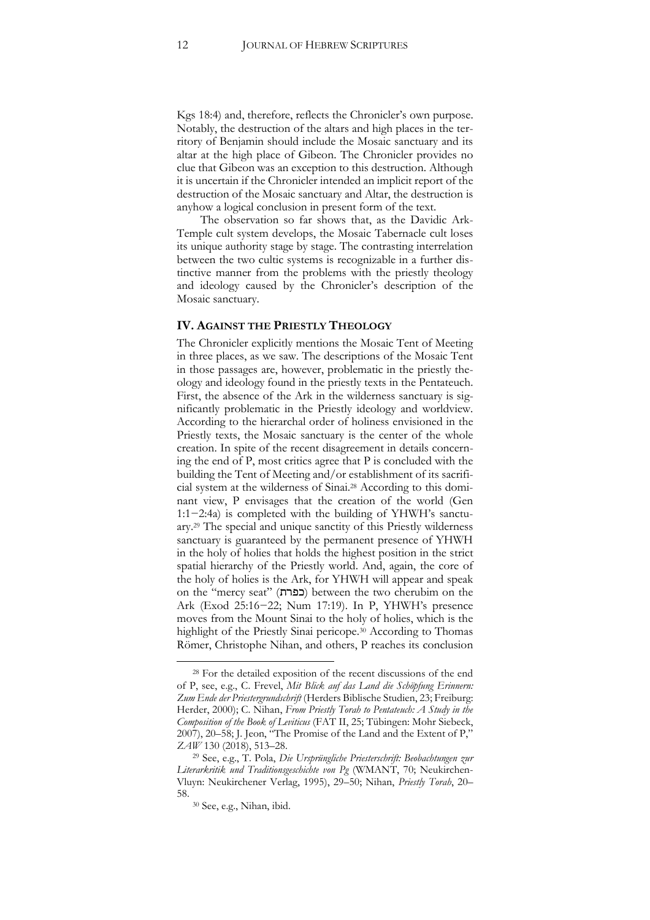Kgs 18:4) and, therefore, reflects the Chronicler's own purpose. Notably, the destruction of the altars and high places in the territory of Benjamin should include the Mosaic sanctuary and its altar at the high place of Gibeon. The Chronicler provides no clue that Gibeon was an exception to this destruction. Although it is uncertain if the Chronicler intended an implicit report of the destruction of the Mosaic sanctuary and Altar, the destruction is anyhow a logical conclusion in present form of the text.

The observation so far shows that, as the Davidic Ark-Temple cult system develops, the Mosaic Tabernacle cult loses its unique authority stage by stage. The contrasting interrelation between the two cultic systems is recognizable in a further distinctive manner from the problems with the priestly theology and ideology caused by the Chronicler's description of the Mosaic sanctuary.

## IV. AGAINST THE PRIESTLY THEOLOGY

The Chronicler explicitly mentions the Mosaic Tent of Meeting in three places, as we saw. The descriptions of the Mosaic Tent in those passages are, however, problematic in the priestly theology and ideology found in the priestly texts in the Pentateuch. First, the absence of the Ark in the wilderness sanctuary is significantly problematic in the Priestly ideology and worldview. According to the hierarchal order of holiness envisioned in the Priestly texts, the Mosaic sanctuary is the center of the whole creation. In spite of the recent disagreement in details concerning the end of P, most critics agree that P is concluded with the building the Tent of Meeting and/or establishment of its sacrificial system at the wilderness of Sinai.[28] According to this dominant view, P envisages that the creation of the world (Gen 1:1−2:4a) is completed with the building of YHWH's sanctuary.[29] The special and unique sanctity of this Priestly wilderness sanctuary is guaranteed by the permanent presence of YHWH in the holy of holies that holds the highest position in the strict spatial hierarchy of the Priestly world. And, again, the core of the holy of holies is the Ark, for YHWH will appear and speak on the "mercy seat" (כפרת) between the two cherubim on the Ark (Exod 25:16−22; Num 17:19). In P, YHWH's presence moves from the Mount Sinai to the holy of holies, which is the highlight of the Priestly Sinai pericope.[30] According to Thomas Römer, Christophe Nihan, and others, P reaches its conclusion

---

[28] For the detailed exposition of the recent discussions of the end of P, see, e.g., C. Frevel, *Mit Blick auf das Land die Schöpfung Erinnern: Zum Ende der Priestergrundschrift* (Herders Biblische Studien, 23; Freiburg: Herder, 2000); C. Nihan, *From Priestly Torah to Pentateuch: A Study in the Composition of the Book of Leviticus* (FAT II, 25; Tübingen: Mohr Siebeck, 2007), 20–58; J. Jeon, "The Promise of the Land and the Extent of P," *ZAW* 130 (2018), 513–28.

[29] See, e.g., T. Pola, *Die Ursprüngliche Priesterschrift: Beobachtungen zur Literarkritik und Traditionsgeschichte von Pg* (WMANT, 70; Neukirchen-Vluyn: Neukirchener Verlag, 1995), 29–50; Nihan, *Priestly Torah*, 20–58.

[30] See, e.g., Nihan, ibid.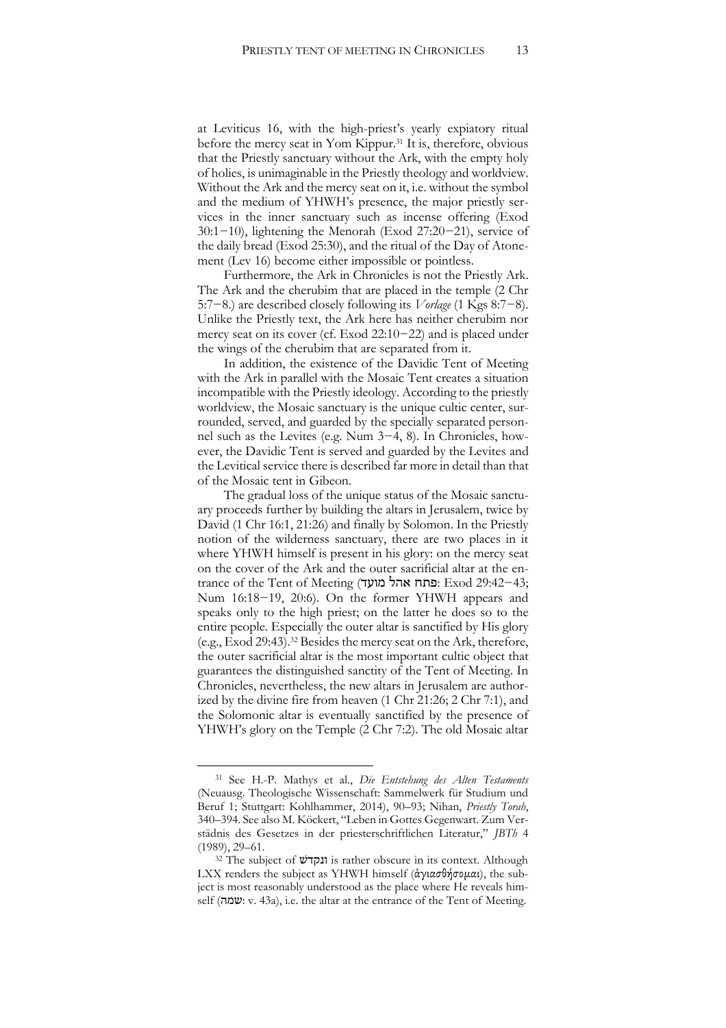at Leviticus 16, with the high-priest's yearly expiatory ritual before the mercy seat in Yom Kippur.[31] It is, therefore, obvious that the Priestly sanctuary without the Ark, with the empty holy of holies, is unimaginable in the Priestly theology and worldview. Without the Ark and the mercy seat on it, i.e. without the symbol and the medium of YHWH's presence, the major priestly services in the inner sanctuary such as incense offering (Exod 30:1−10), lightening the Menorah (Exod 27:20−21), service of the daily bread (Exod 25:30), and the ritual of the Day of Atonement (Lev 16) become either impossible or pointless.

Furthermore, the Ark in Chronicles is not the Priestly Ark. The Ark and the cherubim that are placed in the temple (2 Chr 5:7−8.) are described closely following its *Vorlage* (1 Kgs 8:7−8). Unlike the Priestly text, the Ark here has neither cherubim nor mercy seat on its cover (cf. Exod 22:10−22) and is placed under the wings of the cherubim that are separated from it.

In addition, the existence of the Davidic Tent of Meeting with the Ark in parallel with the Mosaic Tent creates a situation incompatible with the Priestly ideology. According to the priestly worldview, the Mosaic sanctuary is the unique cultic center, surrounded, served, and guarded by the specially separated personnel such as the Levites (e.g. Num 3−4, 8). In Chronicles, however, the Davidic Tent is served and guarded by the Levites and the Levitical service there is described far more in detail than that of the Mosaic tent in Gibeon.

The gradual loss of the unique status of the Mosaic sanctuary proceeds further by building the altars in Jerusalem, twice by David (1 Chr 16:1, 21:26) and finally by Solomon. In the Priestly notion of the wilderness sanctuary, there are two places in it where YHWH himself is present in his glory: on the mercy seat on the cover of the Ark and the outer sacrificial altar at the entrance of the Tent of Meeting (פתח אהל מועד: Exod 29:42−43; Num 16:18−19, 20:6). On the former YHWH appears and speaks only to the high priest; on the latter he does so to the entire people. Especially the outer altar is sanctified by His glory (e.g., Exod 29:43).[32] Besides the mercy seat on the Ark, therefore, the outer sacrificial altar is the most important cultic object that guarantees the distinguished sanctity of the Tent of Meeting. In Chronicles, nevertheless, the new altars in Jerusalem are authorized by the divine fire from heaven (1 Chr 21:26; 2 Chr 7:1), and the Solomonic altar is eventually sanctified by the presence of YHWH's glory on the Temple (2 Chr 7:2). The old Mosaic altar

---

[31] See H.-P. Mathys et al., *Die Entstehung des Alten Testaments* (Neuausg. Theologische Wissenschaft: Sammelwerk für Studium und Beruf 1; Stuttgart: Kohlhammer, 2014), 90–93; Nihan, *Priestly Torah*, 340–394. See also M. Köckert, "Leben in Gottes Gegenwart. Zum Verständnis des Gesetzes in der priesterschriftlichen Literatur," *JBTh* 4 (1989), 29–61.

[32] The subject of ונקדש is rather obscure in its context. Although LXX renders the subject as YHWH himself (ἁγιασθήσομαι), the subject is most reasonably understood as the place where He reveals himself (שמה: v. 43a), i.e. the altar at the entrance of the Tent of Meeting.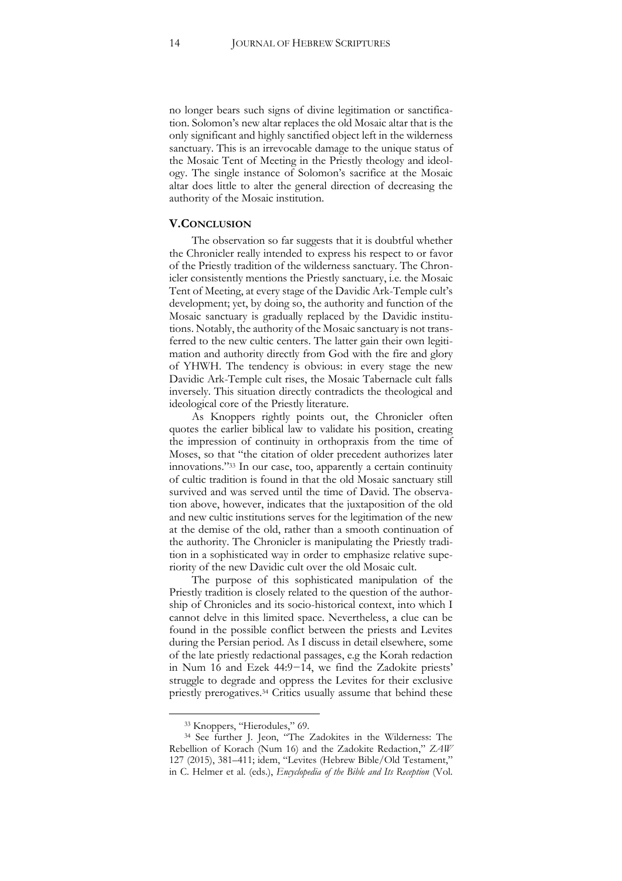no longer bears such signs of divine legitimation or sanctification. Solomon's new altar replaces the old Mosaic altar that is the only significant and highly sanctified object left in the wilderness sanctuary. This is an irrevocable damage to the unique status of the Mosaic Tent of Meeting in the Priestly theology and ideology. The single instance of Solomon's sacrifice at the Mosaic altar does little to alter the general direction of decreasing the authority of the Mosaic institution.

## V. Conclusion

The observation so far suggests that it is doubtful whether the Chronicler really intended to express his respect to or favor of the Priestly tradition of the wilderness sanctuary. The Chronicler consistently mentions the Priestly sanctuary, i.e. the Mosaic Tent of Meeting, at every stage of the Davidic Ark-Temple cult's development; yet, by doing so, the authority and function of the Mosaic sanctuary is gradually replaced by the Davidic institutions. Notably, the authority of the Mosaic sanctuary is not transferred to the new cultic centers. The latter gain their own legitimation and authority directly from God with the fire and glory of YHWH. The tendency is obvious: in every stage the new Davidic Ark-Temple cult rises, the Mosaic Tabernacle cult falls inversely. This situation directly contradicts the theological and ideological core of the Priestly literature.

As Knoppers rightly points out, the Chronicler often quotes the earlier biblical law to validate his position, creating the impression of continuity in orthopraxis from the time of Moses, so that "the citation of older precedent authorizes later innovations."[33] In our case, too, apparently a certain continuity of cultic tradition is found in that the old Mosaic sanctuary still survived and was served until the time of David. The observation above, however, indicates that the juxtaposition of the old and new cultic institutions serves for the legitimation of the new at the demise of the old, rather than a smooth continuation of the authority. The Chronicler is manipulating the Priestly tradition in a sophisticated way in order to emphasize relative superiority of the new Davidic cult over the old Mosaic cult.

The purpose of this sophisticated manipulation of the Priestly tradition is closely related to the question of the authorship of Chronicles and its socio-historical context, into which I cannot delve in this limited space. Nevertheless, a clue can be found in the possible conflict between the priests and Levites during the Persian period. As I discuss in detail elsewhere, some of the late priestly redactional passages, e.g the Korah redaction in Num 16 and Ezek 44:9−14, we find the Zadokite priests' struggle to degrade and oppress the Levites for their exclusive priestly prerogatives.[34] Critics usually assume that behind these

---

[33] Knoppers, "Hierodules," 69.

[34] See further J. Jeon, "The Zadokites in the Wilderness: The Rebellion of Korach (Num 16) and the Zadokite Redaction," *ZAW* 127 (2015), 381–411; idem, "Levites (Hebrew Bible/Old Testament," in C. Helmer et al. (eds.), *Encyclopedia of the Bible and Its Reception* (Vol.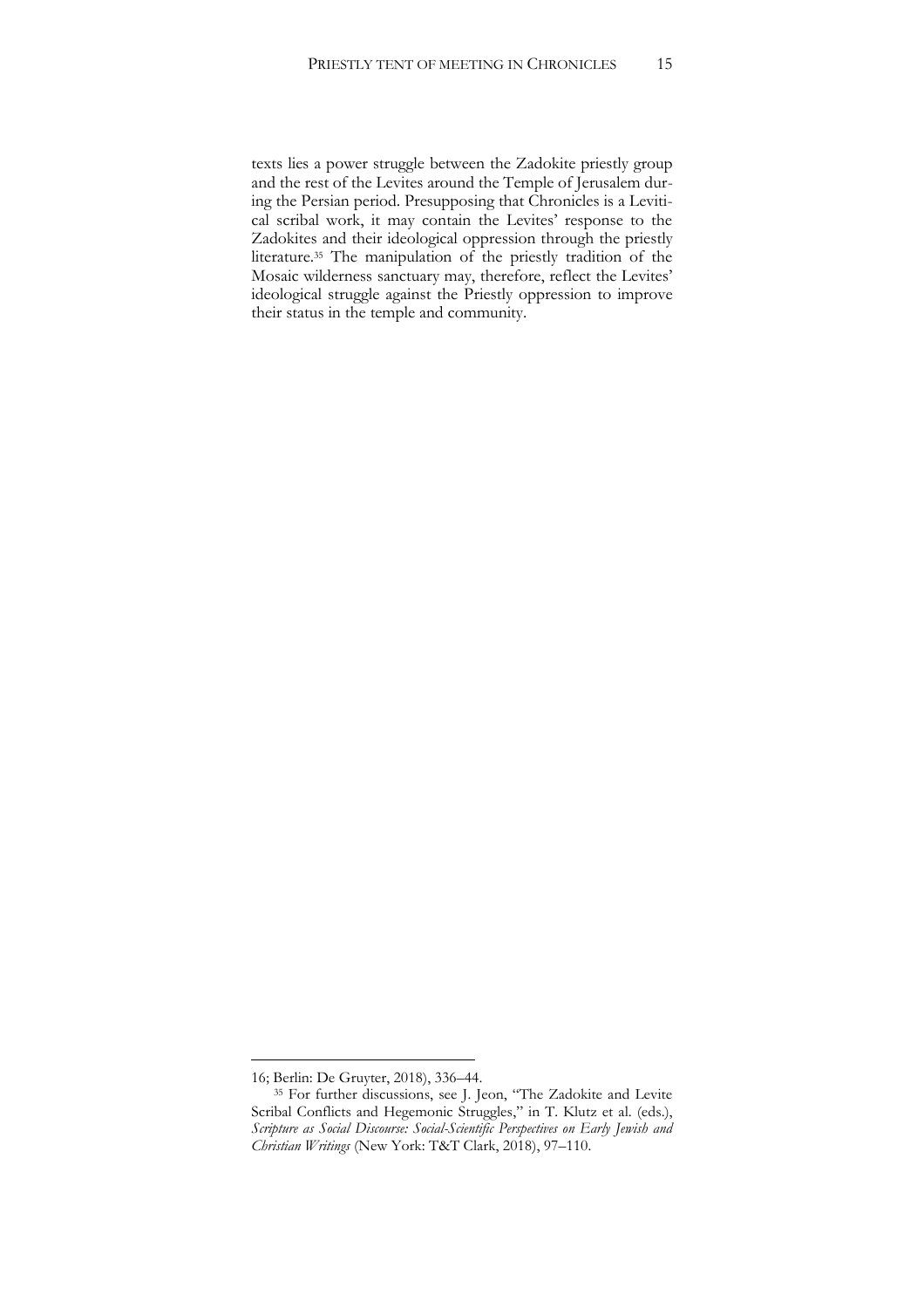texts lies a power struggle between the Zadokite priestly group and the rest of the Levites around the Temple of Jerusalem during the Persian period. Presupposing that Chronicles is a Levitical scribal work, it may contain the Levites' response to the Zadokites and their ideological oppression through the priestly literature.[35] The manipulation of the priestly tradition of the Mosaic wilderness sanctuary may, therefore, reflect the Levites' ideological struggle against the Priestly oppression to improve their status in the temple and community.

---

16; Berlin: De Gruyter, 2018), 336–44.

[35] For further discussions, see J. Jeon, "The Zadokite and Levite Scribal Conflicts and Hegemonic Struggles," in T. Klutz et al. (eds.), *Scripture as Social Discourse: Social-Scientific Perspectives on Early Jewish and Christian Writings* (New York: T&T Clark, 2018), 97–110.